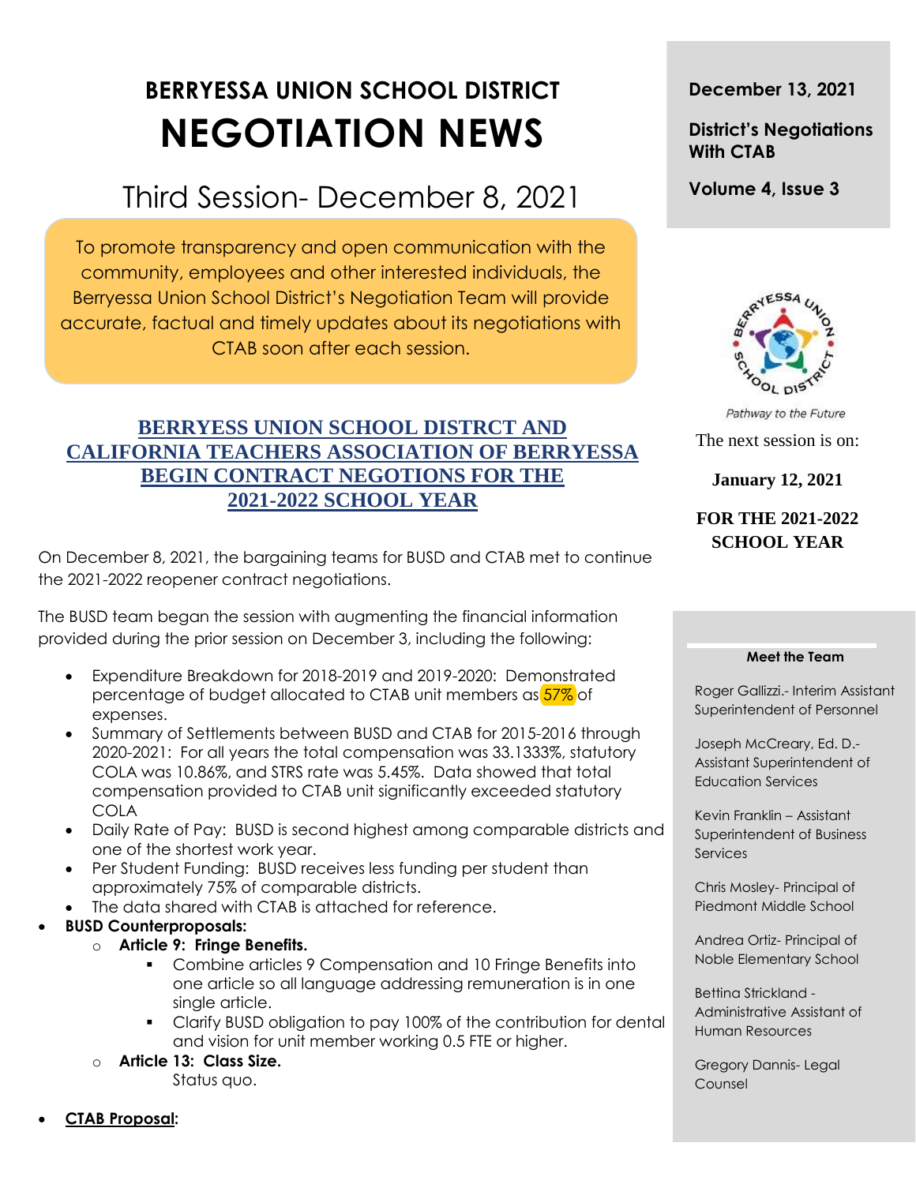# BERRYESSA UNION SCHOOL DISTRICT
# NEGOTIATION NEWS

## Third Session- December 8, 2021

To promote transparency and open communication with the community, employees and other interested individuals, the Berryessa Union School District's Negotiation Team will provide accurate, factual and timely updates about its negotiations with CTAB soon after each session.

**December 13, 2021**

**District's Negotiations With CTAB**

**Volume 4, Issue 3**

*Pathway to the Future*

The next session is on:

**January 12, 2021**

**FOR THE 2021-2022 SCHOOL YEAR**

### BERRYESS UNION SCHOOL DISTRCT AND CALIFORNIA TEACHERS ASSOCIATION OF BERRYESSA BEGIN CONTRACT NEGOTIONS FOR THE 2021-2022 SCHOOL YEAR

On December 8, 2021, the bargaining teams for BUSD and CTAB met to continue the 2021-2022 reopener contract negotiations.

The BUSD team began the session with augmenting the financial information provided during the prior session on December 3, including the following:

- Expenditure Breakdown for 2018-2019 and 2019-2020: Demonstrated percentage of budget allocated to CTAB unit members as 57% of expenses.
- Summary of Settlements between BUSD and CTAB for 2015-2016 through 2020-2021: For all years the total compensation was 33.1333%, statutory COLA was 10.86%, and STRS rate was 5.45%. Data showed that total compensation provided to CTAB unit significantly exceeded statutory COLA
- Daily Rate of Pay: BUSD is second highest among comparable districts and one of the shortest work year.
- Per Student Funding: BUSD receives less funding per student than approximately 75% of comparable districts.
- The data shared with CTAB is attached for reference.

- **BUSD Counterproposals:**
  - **Article 9: Fringe Benefits.**
    - Combine articles 9 Compensation and 10 Fringe Benefits into one article so all language addressing remuneration is in one single article.
    - Clarify BUSD obligation to pay 100% of the contribution for dental and vision for unit member working 0.5 FTE or higher.
  - **Article 13: Class Size.**
    
    Status quo.

- **CTAB Proposal:**

**Meet the Team**

Roger Gallizzi.- Interim Assistant Superintendent of Personnel

Joseph McCreary, Ed. D.- Assistant Superintendent of Education Services

Kevin Franklin – Assistant Superintendent of Business Services

Chris Mosley- Principal of Piedmont Middle School

Andrea Ortiz- Principal of Noble Elementary School

Bettina Strickland - Administrative Assistant of Human Resources

Gregory Dannis- Legal Counsel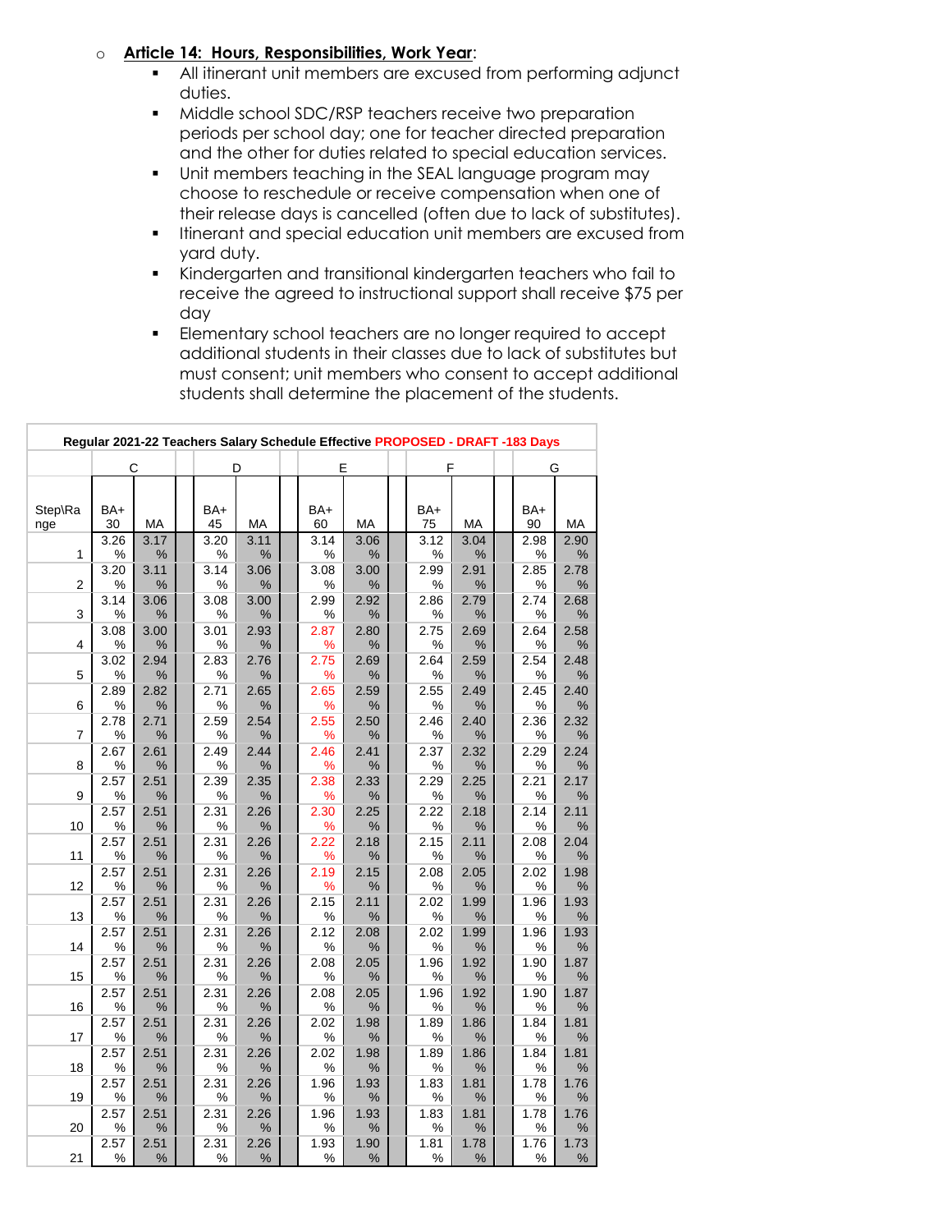- **Article 14: Hours, Responsibilities, Work Year**:
  - All itinerant unit members are excused from performing adjunct duties.
  - Middle school SDC/RSP teachers receive two preparation periods per school day; one for teacher directed preparation and the other for duties related to special education services.
  - Unit members teaching in the SEAL language program may choose to reschedule or receive compensation when one of their release days is cancelled (often due to lack of substitutes).
  - Itinerant and special education unit members are excused from yard duty.
  - Kindergarten and transitional kindergarten teachers who fail to receive the agreed to instructional support shall receive $75 per day
  - Elementary school teachers are no longer required to accept additional students in their classes due to lack of substitutes but must consent; unit members who consent to accept additional students shall determine the placement of the students.

**Regular 2021-22 Teachers Salary Schedule Effective PROPOSED - DRAFT -183 Days**

| | C | | D | | E | | F | | G | |
|---|---|---|---|---|---|---|---|---|---|---|
| Step\Range | BA+ 30 | MA | BA+ 45 | MA | BA+ 60 | MA | BA+ 75 | MA | BA+ 90 | MA |
| 1 | 3.26% | 3.17% | 3.20% | 3.11% | 3.14% | 3.06% | 3.12% | 3.04% | 2.98% | 2.90% |
| 2 | 3.20% | 3.11% | 3.14% | 3.06% | 3.08% | 3.00% | 2.99% | 2.91% | 2.85% | 2.78% |
| 3 | 3.14% | 3.06% | 3.08% | 3.00% | 2.99% | 2.92% | 2.86% | 2.79% | 2.74% | 2.68% |
| 4 | 3.08% | 3.00% | 3.01% | 2.93% | 2.87% | 2.80% | 2.75% | 2.69% | 2.64% | 2.58% |
| 5 | 3.02% | 2.94% | 2.83% | 2.76% | 2.75% | 2.69% | 2.64% | 2.59% | 2.54% | 2.48% |
| 6 | 2.89% | 2.82% | 2.71% | 2.65% | 2.65% | 2.59% | 2.55% | 2.49% | 2.45% | 2.40% |
| 7 | 2.78% | 2.71% | 2.59% | 2.54% | 2.55% | 2.50% | 2.46% | 2.40% | 2.36% | 2.32% |
| 8 | 2.67% | 2.61% | 2.49% | 2.44% | 2.46% | 2.41% | 2.37% | 2.32% | 2.29% | 2.24% |
| 9 | 2.57% | 2.51% | 2.39% | 2.35% | 2.38% | 2.33% | 2.29% | 2.25% | 2.21% | 2.17% |
| 10 | 2.57% | 2.51% | 2.31% | 2.26% | 2.30% | 2.25% | 2.22% | 2.18% | 2.14% | 2.11% |
| 11 | 2.57% | 2.51% | 2.31% | 2.26% | 2.22% | 2.18% | 2.15% | 2.11% | 2.08% | 2.04% |
| 12 | 2.57% | 2.51% | 2.31% | 2.26% | 2.19% | 2.15% | 2.08% | 2.05% | 2.02% | 1.98% |
| 13 | 2.57% | 2.51% | 2.31% | 2.26% | 2.15% | 2.11% | 2.02% | 1.99% | 1.96% | 1.93% |
| 14 | 2.57% | 2.51% | 2.31% | 2.26% | 2.12% | 2.08% | 2.02% | 1.99% | 1.96% | 1.93% |
| 15 | 2.57% | 2.51% | 2.31% | 2.26% | 2.08% | 2.05% | 1.96% | 1.92% | 1.90% | 1.87% |
| 16 | 2.57% | 2.51% | 2.31% | 2.26% | 2.08% | 2.05% | 1.96% | 1.92% | 1.90% | 1.87% |
| 17 | 2.57% | 2.51% | 2.31% | 2.26% | 2.02% | 1.98% | 1.89% | 1.86% | 1.84% | 1.81% |
| 18 | 2.57% | 2.51% | 2.31% | 2.26% | 2.02% | 1.98% | 1.89% | 1.86% | 1.84% | 1.81% |
| 19 | 2.57% | 2.51% | 2.31% | 2.26% | 1.96% | 1.93% | 1.83% | 1.81% | 1.78% | 1.76% |
| 20 | 2.57% | 2.51% | 2.31% | 2.26% | 1.96% | 1.93% | 1.83% | 1.81% | 1.78% | 1.76% |
| 21 | 2.57% | 2.51% | 2.31% | 2.26% | 1.93% | 1.90% | 1.81% | 1.78% | 1.76% | 1.73% |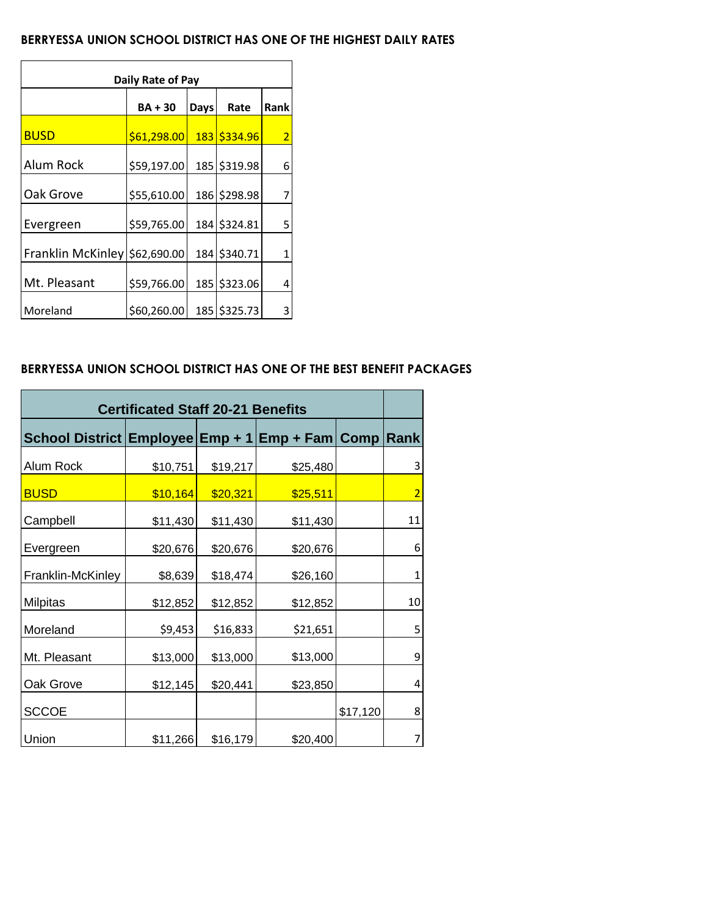**BERRYESSA UNION SCHOOL DISTRICT HAS ONE OF THE HIGHEST DAILY RATES**

| Daily Rate of Pay | | | | |
|---|---|---|---|---|
| | BA + 30 | Days | Rate | Rank |
| BUSD | $61,298.00 | 183 | $334.96 | 2 |
| Alum Rock | $59,197.00 | 185 | $319.98 | 6 |
| Oak Grove | $55,610.00 | 186 | $298.98 | 7 |
| Evergreen | $59,765.00 | 184 | $324.81 | 5 |
| Franklin McKinley | $62,690.00 | 184 | $340.71 | 1 |
| Mt. Pleasant | $59,766.00 | 185 | $323.06 | 4 |
| Moreland | $60,260.00 | 185 | $325.73 | 3 |

**BERRYESSA UNION SCHOOL DISTRICT HAS ONE OF THE BEST BENEFIT PACKAGES**

| Certificated Staff 20-21 Benefits | | | | | |
|---|---|---|---|---|---|
| School District | Employee | Emp + 1 | Emp + Fam | Comp | Rank |
| Alum Rock | $10,751 | $19,217 | $25,480 | | 3 |
| BUSD | $10,164 | $20,321 | $25,511 | | 2 |
| Campbell | $11,430 | $11,430 | $11,430 | | 11 |
| Evergreen | $20,676 | $20,676 | $20,676 | | 6 |
| Franklin-McKinley | $8,639 | $18,474 | $26,160 | | 1 |
| Milpitas | $12,852 | $12,852 | $12,852 | | 10 |
| Moreland | $9,453 | $16,833 | $21,651 | | 5 |
| Mt. Pleasant | $13,000 | $13,000 | $13,000 | | 9 |
| Oak Grove | $12,145 | $20,441 | $23,850 | | 4 |
| SCCOE | | | | $17,120 | 8 |
| Union | $11,266 | $16,179 | $20,400 | | 7 |